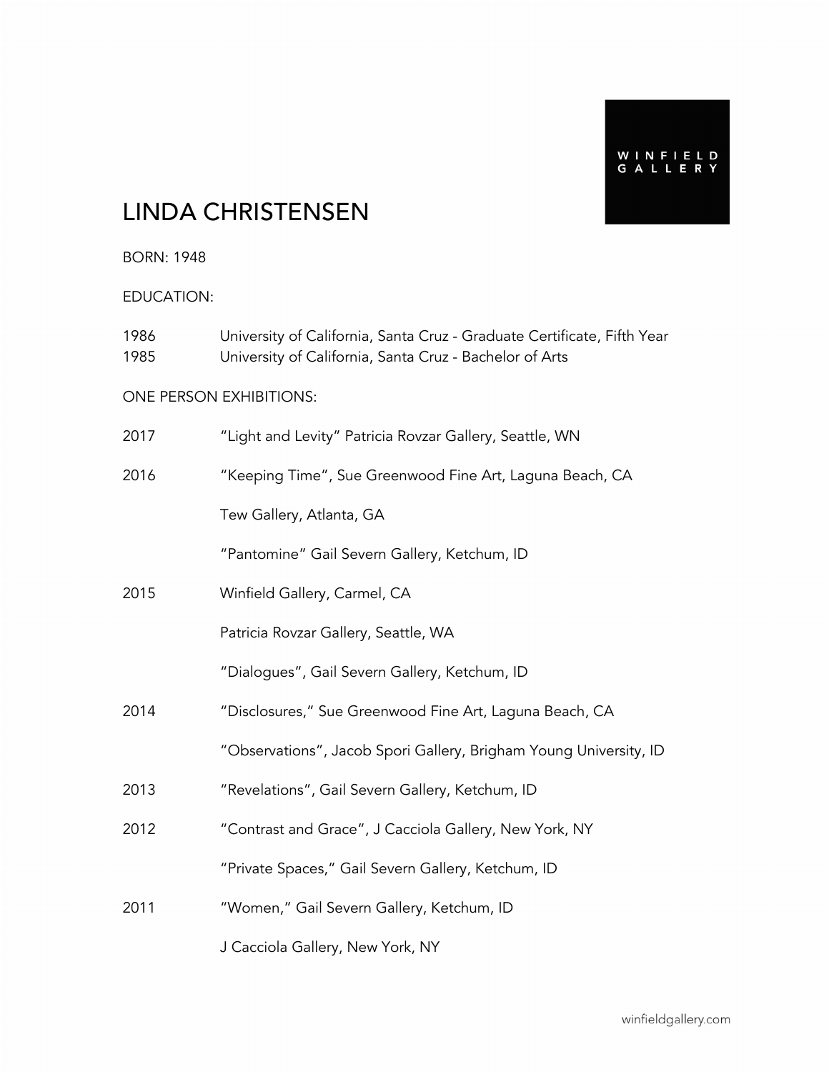WINFIELD GALLERY

# LINDA CHRISTENSEN

BORN: 1948

EDUCATION:

| | |
|---|---|
| 1986 | University of California, Santa Cruz - Graduate Certificate, Fifth Year |
| 1985 | University of California, Santa Cruz - Bachelor of Arts |

ONE PERSON EXHIBITIONS:

| | |
|---|---|
| 2017 | "Light and Levity" Patricia Rovzar Gallery, Seattle, WN |
| 2016 | "Keeping Time", Sue Greenwood Fine Art, Laguna Beach, CA |
| | Tew Gallery, Atlanta, GA |
| | "Pantomine" Gail Severn Gallery, Ketchum, ID |
| 2015 | Winfield Gallery, Carmel, CA |
| | Patricia Rovzar Gallery, Seattle, WA |
| | "Dialogues", Gail Severn Gallery, Ketchum, ID |
| 2014 | "Disclosures," Sue Greenwood Fine Art, Laguna Beach, CA |
| | "Observations", Jacob Spori Gallery, Brigham Young University, ID |
| 2013 | "Revelations", Gail Severn Gallery, Ketchum, ID |
| 2012 | "Contrast and Grace", J Cacciola Gallery, New York, NY |
| | "Private Spaces," Gail Severn Gallery, Ketchum, ID |
| 2011 | "Women," Gail Severn Gallery, Ketchum, ID |
| | J Cacciola Gallery, New York, NY |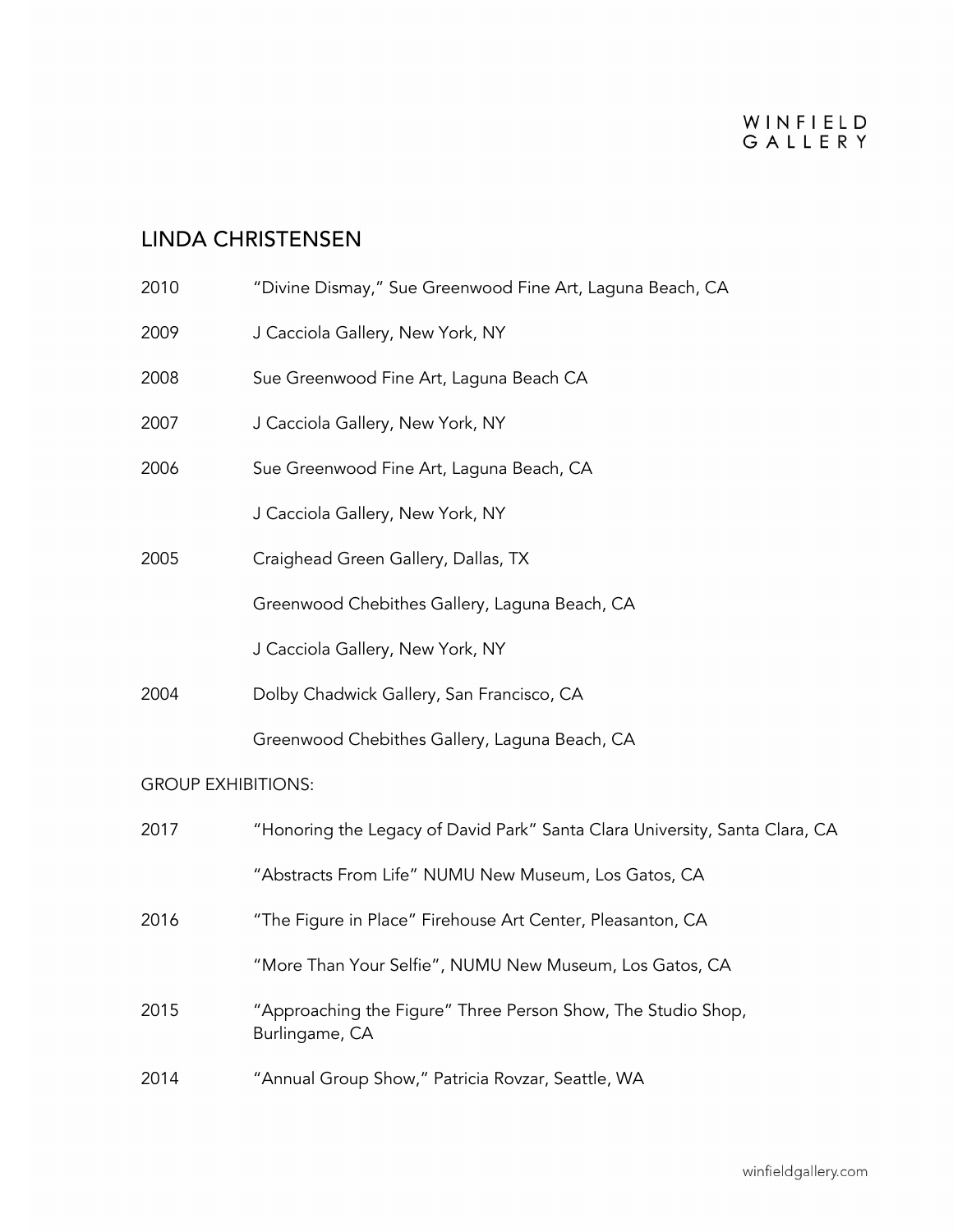## LINDA CHRISTENSEN

2010 “Divine Dismay,” Sue Greenwood Fine Art, Laguna Beach, CA

2009 J Cacciola Gallery, New York, NY

2008 Sue Greenwood Fine Art, Laguna Beach CA

2007 J Cacciola Gallery, New York, NY

2006 Sue Greenwood Fine Art, Laguna Beach, CA

J Cacciola Gallery, New York, NY

2005 Craighead Green Gallery, Dallas, TX

Greenwood Chebithes Gallery, Laguna Beach, CA

J Cacciola Gallery, New York, NY

2004 Dolby Chadwick Gallery, San Francisco, CA

Greenwood Chebithes Gallery, Laguna Beach, CA

GROUP EXHIBITIONS:

2017 “Honoring the Legacy of David Park” Santa Clara University, Santa Clara, CA

“Abstracts From Life” NUMU New Museum, Los Gatos, CA

2016 “The Figure in Place” Firehouse Art Center, Pleasanton, CA

“More Than Your Selfie”, NUMU New Museum, Los Gatos, CA

2015 “Approaching the Figure” Three Person Show, The Studio Shop, Burlingame, CA

2014 “Annual Group Show,” Patricia Rovzar, Seattle, WA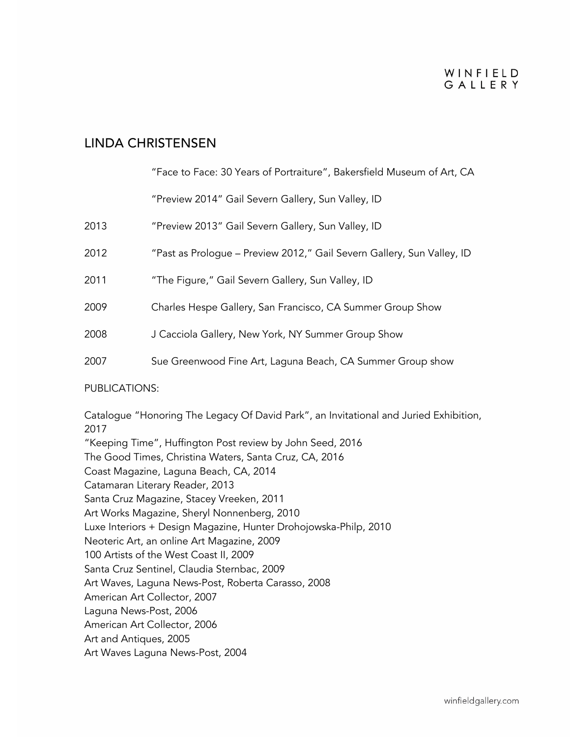# LINDA CHRISTENSEN

| | |
|---|---|
| | "Face to Face: 30 Years of Portraiture", Bakersfield Museum of Art, CA |
| | "Preview 2014" Gail Severn Gallery, Sun Valley, ID |
| 2013 | "Preview 2013" Gail Severn Gallery, Sun Valley, ID |
| 2012 | "Past as Prologue – Preview 2012," Gail Severn Gallery, Sun Valley, ID |
| 2011 | "The Figure," Gail Severn Gallery, Sun Valley, ID |
| 2009 | Charles Hespe Gallery, San Francisco, CA Summer Group Show |
| 2008 | J Cacciola Gallery, New York, NY Summer Group Show |
| 2007 | Sue Greenwood Fine Art, Laguna Beach, CA Summer Group show |

PUBLICATIONS:

Catalogue "Honoring The Legacy Of David Park", an Invitational and Juried Exhibition, 2017
"Keeping Time", Huffington Post review by John Seed, 2016
The Good Times, Christina Waters, Santa Cruz, CA, 2016
Coast Magazine, Laguna Beach, CA, 2014
Catamaran Literary Reader, 2013
Santa Cruz Magazine, Stacey Vreeken, 2011
Art Works Magazine, Sheryl Nonnenberg, 2010
Luxe Interiors + Design Magazine, Hunter Drohojowska-Philp, 2010
Neoteric Art, an online Art Magazine, 2009
100 Artists of the West Coast II, 2009
Santa Cruz Sentinel, Claudia Sternbac, 2009
Art Waves, Laguna News-Post, Roberta Carasso, 2008
American Art Collector, 2007
Laguna News-Post, 2006
American Art Collector, 2006
Art and Antiques, 2005
Art Waves Laguna News-Post, 2004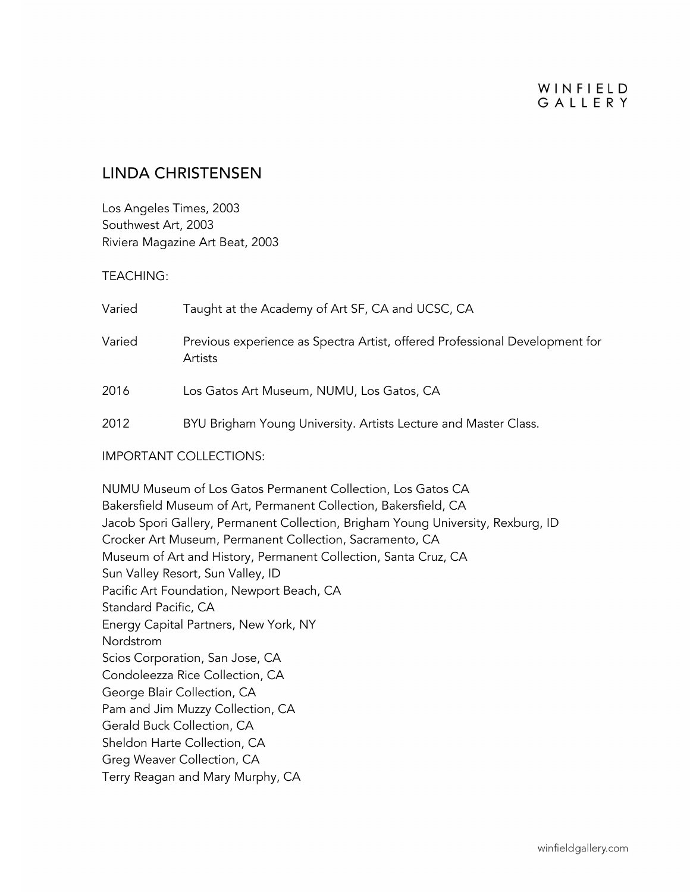## LINDA CHRISTENSEN

Los Angeles Times, 2003
Southwest Art, 2003
Riviera Magazine Art Beat, 2003

TEACHING:

| | |
|---|---|
| Varied | Taught at the Academy of Art SF, CA and UCSC, CA |
| Varied | Previous experience as Spectra Artist, offered Professional Development for Artists |
| 2016 | Los Gatos Art Museum, NUMU, Los Gatos, CA |
| 2012 | BYU Brigham Young University. Artists Lecture and Master Class. |

IMPORTANT COLLECTIONS:

NUMU Museum of Los Gatos Permanent Collection, Los Gatos CA
Bakersfield Museum of Art, Permanent Collection, Bakersfield, CA
Jacob Spori Gallery, Permanent Collection, Brigham Young University, Rexburg, ID
Crocker Art Museum, Permanent Collection, Sacramento, CA
Museum of Art and History, Permanent Collection, Santa Cruz, CA
Sun Valley Resort, Sun Valley, ID
Pacific Art Foundation, Newport Beach, CA
Standard Pacific, CA
Energy Capital Partners, New York, NY
Nordstrom
Scios Corporation, San Jose, CA
Condoleezza Rice Collection, CA
George Blair Collection, CA
Pam and Jim Muzzy Collection, CA
Gerald Buck Collection, CA
Sheldon Harte Collection, CA
Greg Weaver Collection, CA
Terry Reagan and Mary Murphy, CA